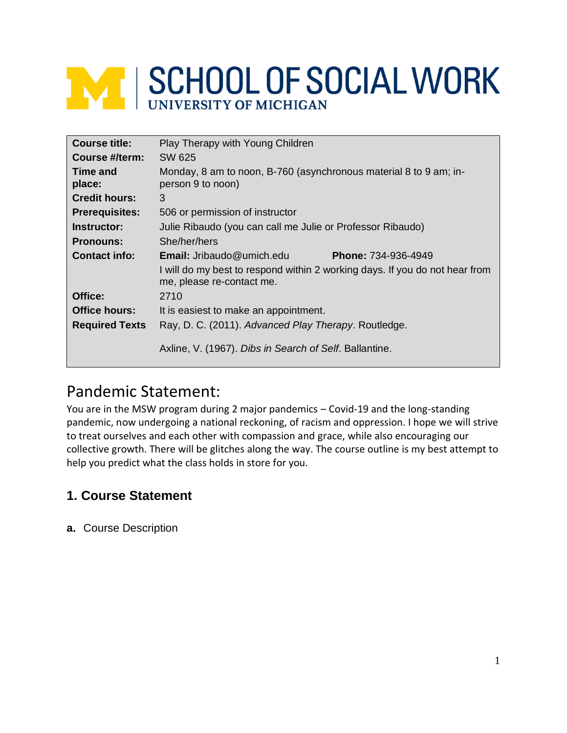# SCHOOL OF SOCIAL WORK
UNIVERSITY OF MICHIGAN

| | |
|---|---|
| **Course title:** | Play Therapy with Young Children |
| **Course #/term:** | SW 625 |
| **Time and place:** | Monday, 8 am to noon, B-760 (asynchronous material 8 to 9 am; in-person 9 to noon) |
| **Credit hours:** | 3 |
| **Prerequisites:** | 506 or permission of instructor |
| **Instructor:** | Julie Ribaudo (you can call me Julie or Professor Ribaudo) |
| **Pronouns:** | She/her/hers |
| **Contact info:** | **Email:** Jribaudo@umich.edu **Phone:** 734-936-4949 |
| | I will do my best to respond within 2 working days. If you do not hear from me, please re-contact me. |
| **Office:** | 2710 |
| **Office hours:** | It is easiest to make an appointment. |
| **Required Texts** | Ray, D. C. (2011). *Advanced Play Therapy*. Routledge. |
| | Axline, V. (1967). *Dibs in Search of Self*. Ballantine. |

## Pandemic Statement:

You are in the MSW program during 2 major pandemics – Covid-19 and the long-standing pandemic, now undergoing a national reckoning, of racism and oppression. I hope we will strive to treat ourselves and each other with compassion and grace, while also encouraging our collective growth. There will be glitches along the way. The course outline is my best attempt to help you predict what the class holds in store for you.

### 1. Course Statement

**a.** Course Description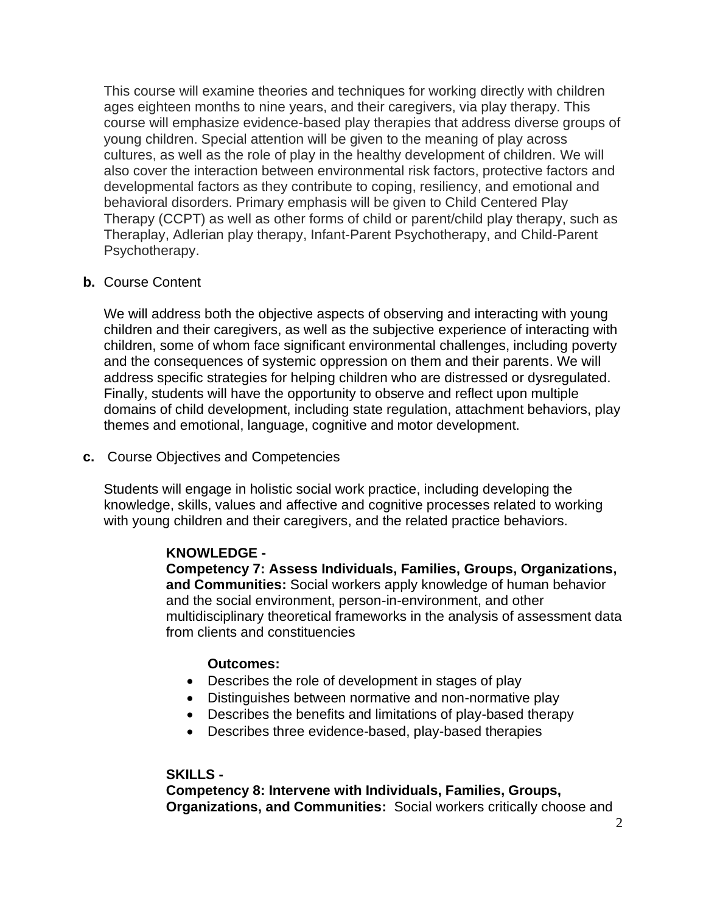This course will examine theories and techniques for working directly with children ages eighteen months to nine years, and their caregivers, via play therapy. This course will emphasize evidence-based play therapies that address diverse groups of young children. Special attention will be given to the meaning of play across cultures, as well as the role of play in the healthy development of children. We will also cover the interaction between environmental risk factors, protective factors and developmental factors as they contribute to coping, resiliency, and emotional and behavioral disorders. Primary emphasis will be given to Child Centered Play Therapy (CCPT) as well as other forms of child or parent/child play therapy, such as Theraplay, Adlerian play therapy, Infant-Parent Psychotherapy, and Child-Parent Psychotherapy.

**b.** Course Content

We will address both the objective aspects of observing and interacting with young children and their caregivers, as well as the subjective experience of interacting with children, some of whom face significant environmental challenges, including poverty and the consequences of systemic oppression on them and their parents. We will address specific strategies for helping children who are distressed or dysregulated. Finally, students will have the opportunity to observe and reflect upon multiple domains of child development, including state regulation, attachment behaviors, play themes and emotional, language, cognitive and motor development.

**c.** Course Objectives and Competencies

Students will engage in holistic social work practice, including developing the knowledge, skills, values and affective and cognitive processes related to working with young children and their caregivers, and the related practice behaviors.

**KNOWLEDGE -**
**Competency 7: Assess Individuals, Families, Groups, Organizations, and Communities:** Social workers apply knowledge of human behavior and the social environment, person-in-environment, and other multidisciplinary theoretical frameworks in the analysis of assessment data from clients and constituencies

**Outcomes:**

- Describes the role of development in stages of play
- Distinguishes between normative and non-normative play
- Describes the benefits and limitations of play-based therapy
- Describes three evidence-based, play-based therapies

**SKILLS -**
**Competency 8: Intervene with Individuals, Families, Groups, Organizations, and Communities:** Social workers critically choose and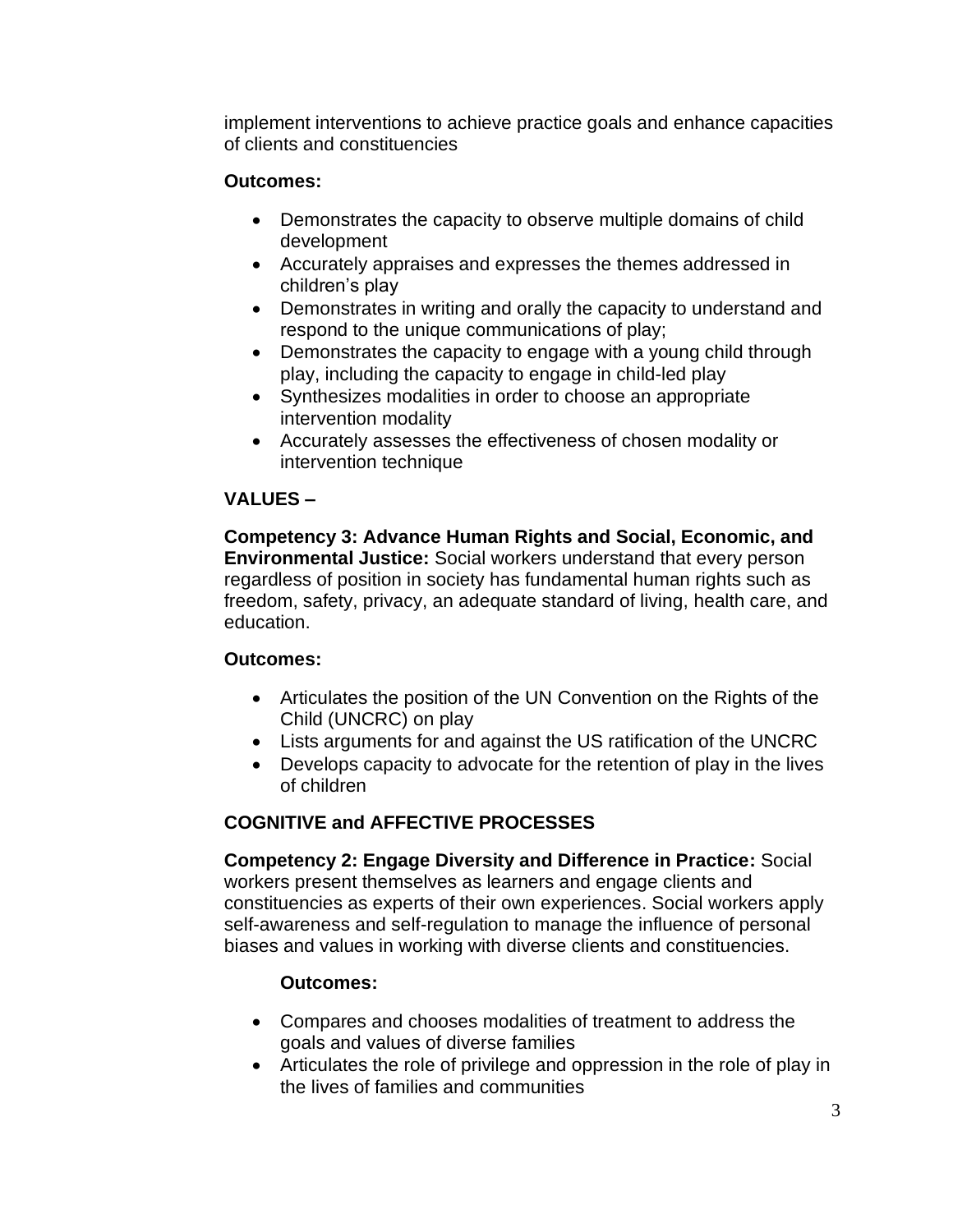implement interventions to achieve practice goals and enhance capacities of clients and constituencies

**Outcomes:**

- Demonstrates the capacity to observe multiple domains of child development
- Accurately appraises and expresses the themes addressed in children's play
- Demonstrates in writing and orally the capacity to understand and respond to the unique communications of play;
- Demonstrates the capacity to engage with a young child through play, including the capacity to engage in child-led play
- Synthesizes modalities in order to choose an appropriate intervention modality
- Accurately assesses the effectiveness of chosen modality or intervention technique

**VALUES –**

**Competency 3: Advance Human Rights and Social, Economic, and Environmental Justice:** Social workers understand that every person regardless of position in society has fundamental human rights such as freedom, safety, privacy, an adequate standard of living, health care, and education.

**Outcomes:**

- Articulates the position of the UN Convention on the Rights of the Child (UNCRC) on play
- Lists arguments for and against the US ratification of the UNCRC
- Develops capacity to advocate for the retention of play in the lives of children

**COGNITIVE and AFFECTIVE PROCESSES**

**Competency 2: Engage Diversity and Difference in Practice:** Social workers present themselves as learners and engage clients and constituencies as experts of their own experiences. Social workers apply self-awareness and self-regulation to manage the influence of personal biases and values in working with diverse clients and constituencies.

**Outcomes:**

- Compares and chooses modalities of treatment to address the goals and values of diverse families
- Articulates the role of privilege and oppression in the role of play in the lives of families and communities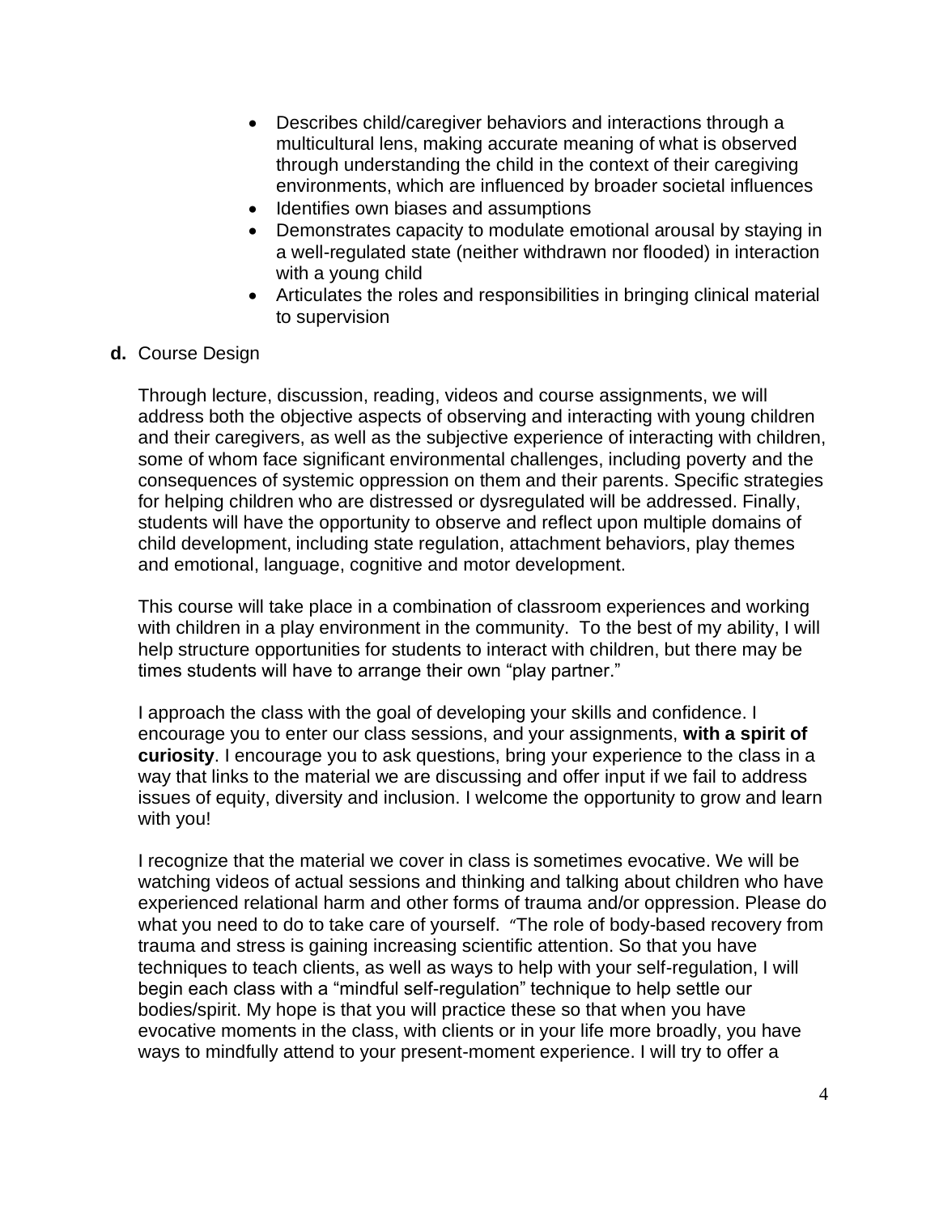- Describes child/caregiver behaviors and interactions through a multicultural lens, making accurate meaning of what is observed through understanding the child in the context of their caregiving environments, which are influenced by broader societal influences
- Identifies own biases and assumptions
- Demonstrates capacity to modulate emotional arousal by staying in a well-regulated state (neither withdrawn nor flooded) in interaction with a young child
- Articulates the roles and responsibilities in bringing clinical material to supervision

**d.** Course Design

Through lecture, discussion, reading, videos and course assignments, we will address both the objective aspects of observing and interacting with young children and their caregivers, as well as the subjective experience of interacting with children, some of whom face significant environmental challenges, including poverty and the consequences of systemic oppression on them and their parents. Specific strategies for helping children who are distressed or dysregulated will be addressed. Finally, students will have the opportunity to observe and reflect upon multiple domains of child development, including state regulation, attachment behaviors, play themes and emotional, language, cognitive and motor development.

This course will take place in a combination of classroom experiences and working with children in a play environment in the community. To the best of my ability, I will help structure opportunities for students to interact with children, but there may be times students will have to arrange their own "play partner."

I approach the class with the goal of developing your skills and confidence. I encourage you to enter our class sessions, and your assignments, **with a spirit of curiosity**. I encourage you to ask questions, bring your experience to the class in a way that links to the material we are discussing and offer input if we fail to address issues of equity, diversity and inclusion. I welcome the opportunity to grow and learn with you!

I recognize that the material we cover in class is sometimes evocative. We will be watching videos of actual sessions and thinking and talking about children who have experienced relational harm and other forms of trauma and/or oppression. Please do what you need to do to take care of yourself. "The role of body-based recovery from trauma and stress is gaining increasing scientific attention. So that you have techniques to teach clients, as well as ways to help with your self-regulation, I will begin each class with a "mindful self-regulation" technique to help settle our bodies/spirit. My hope is that you will practice these so that when you have evocative moments in the class, with clients or in your life more broadly, you have ways to mindfully attend to your present-moment experience. I will try to offer a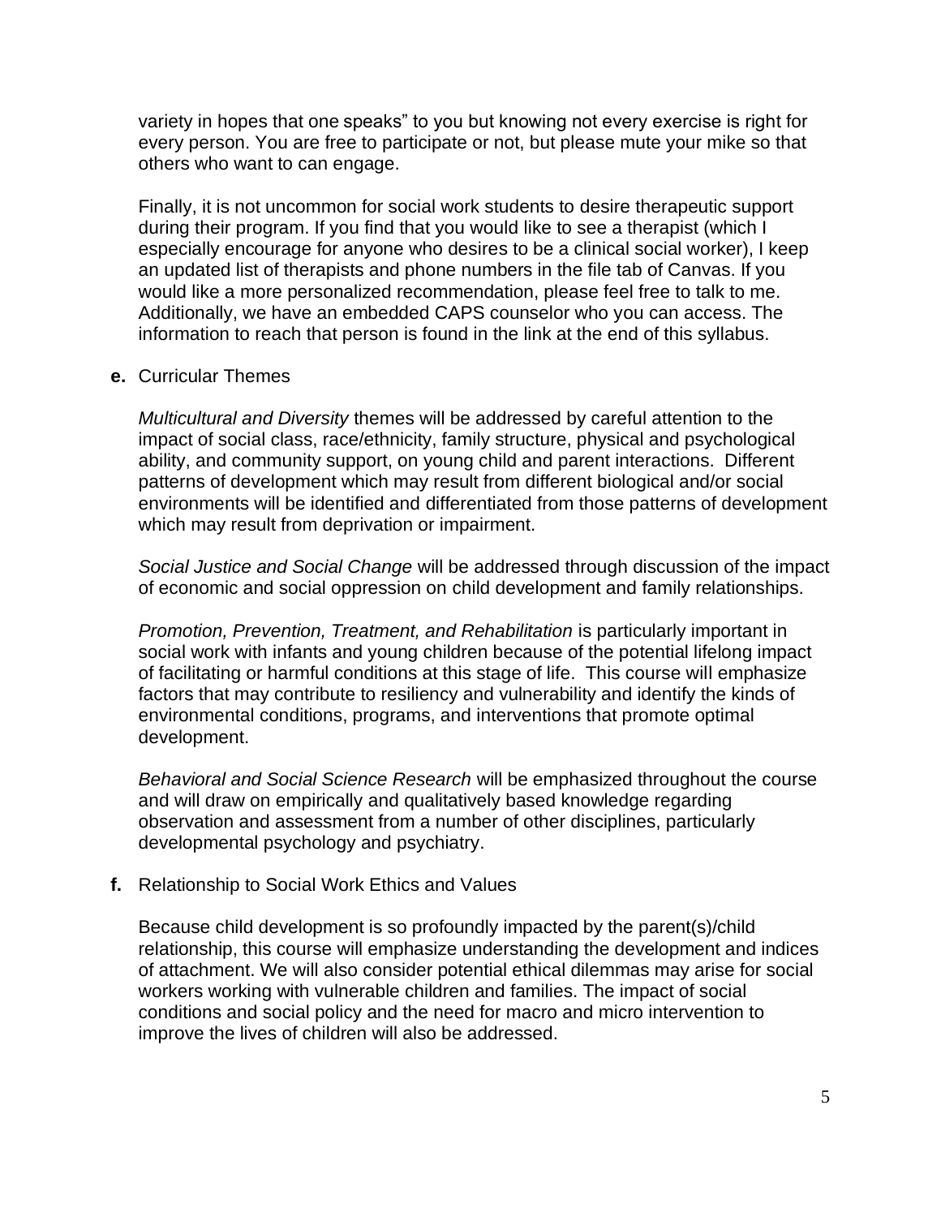variety in hopes that one speaks" to you but knowing not every exercise is right for every person. You are free to participate or not, but please mute your mike so that others who want to can engage.

Finally, it is not uncommon for social work students to desire therapeutic support during their program. If you find that you would like to see a therapist (which I especially encourage for anyone who desires to be a clinical social worker), I keep an updated list of therapists and phone numbers in the file tab of Canvas. If you would like a more personalized recommendation, please feel free to talk to me. Additionally, we have an embedded CAPS counselor who you can access. The information to reach that person is found in the link at the end of this syllabus.

**e.** Curricular Themes

*Multicultural and Diversity* themes will be addressed by careful attention to the impact of social class, race/ethnicity, family structure, physical and psychological ability, and community support, on young child and parent interactions. Different patterns of development which may result from different biological and/or social environments will be identified and differentiated from those patterns of development which may result from deprivation or impairment.

*Social Justice and Social Change* will be addressed through discussion of the impact of economic and social oppression on child development and family relationships.

*Promotion, Prevention, Treatment, and Rehabilitation* is particularly important in social work with infants and young children because of the potential lifelong impact of facilitating or harmful conditions at this stage of life. This course will emphasize factors that may contribute to resiliency and vulnerability and identify the kinds of environmental conditions, programs, and interventions that promote optimal development.

*Behavioral and Social Science Research* will be emphasized throughout the course and will draw on empirically and qualitatively based knowledge regarding observation and assessment from a number of other disciplines, particularly developmental psychology and psychiatry.

**f.** Relationship to Social Work Ethics and Values

Because child development is so profoundly impacted by the parent(s)/child relationship, this course will emphasize understanding the development and indices of attachment. We will also consider potential ethical dilemmas may arise for social workers working with vulnerable children and families. The impact of social conditions and social policy and the need for macro and micro intervention to improve the lives of children will also be addressed.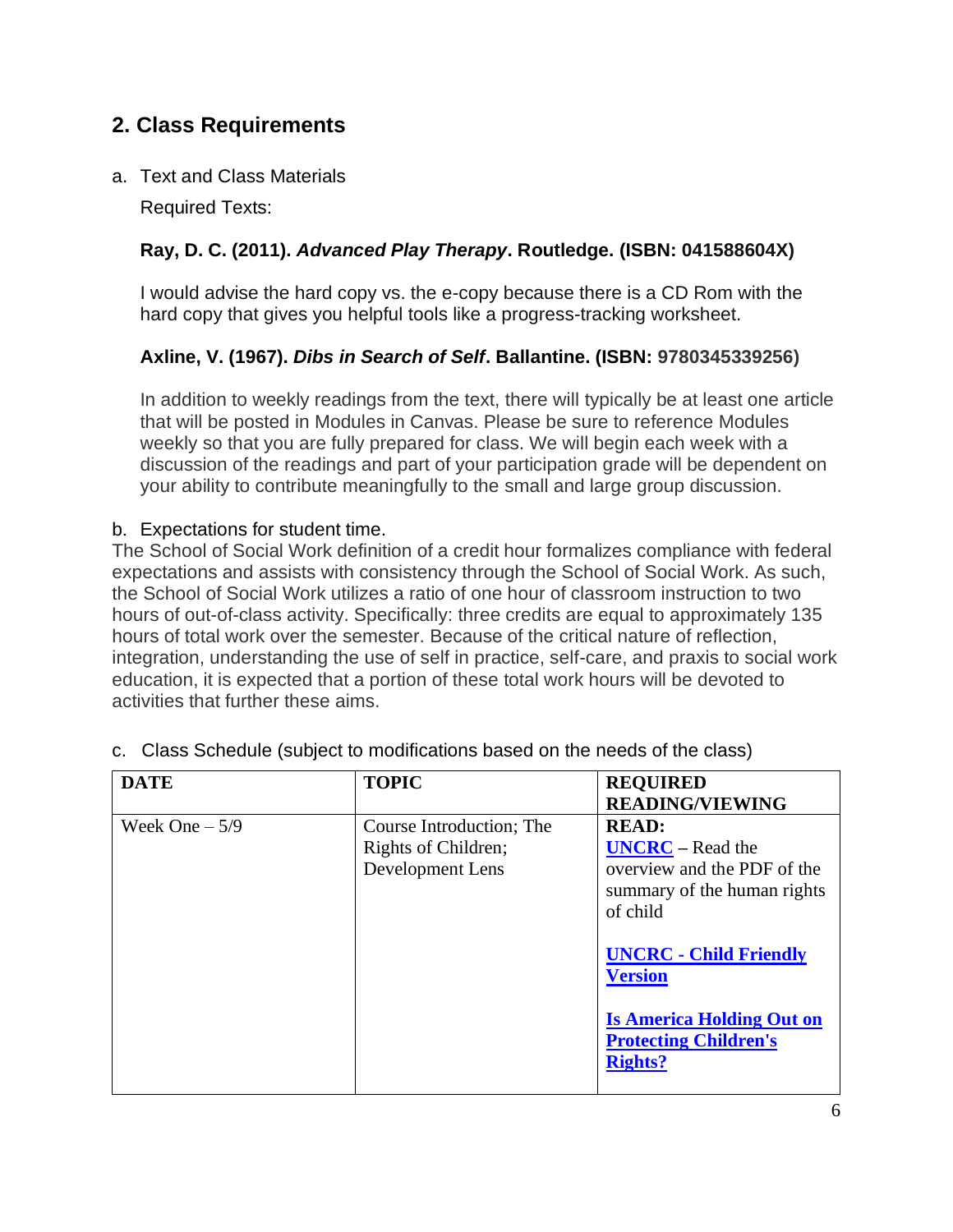## 2. Class Requirements

a. Text and Class Materials

Required Texts:

**Ray, D. C. (2011). *Advanced Play Therapy*. Routledge. (ISBN: 041588604X)**

I would advise the hard copy vs. the e-copy because there is a CD Rom with the hard copy that gives you helpful tools like a progress-tracking worksheet.

**Axline, V. (1967). *Dibs in Search of Self*. Ballantine. (ISBN: 9780345339256)**

In addition to weekly readings from the text, there will typically be at least one article that will be posted in Modules in Canvas. Please be sure to reference Modules weekly so that you are fully prepared for class. We will begin each week with a discussion of the readings and part of your participation grade will be dependent on your ability to contribute meaningfully to the small and large group discussion.

b. Expectations for student time.

The School of Social Work definition of a credit hour formalizes compliance with federal expectations and assists with consistency through the School of Social Work. As such, the School of Social Work utilizes a ratio of one hour of classroom instruction to two hours of out-of-class activity. Specifically: three credits are equal to approximately 135 hours of total work over the semester. Because of the critical nature of reflection, integration, understanding the use of self in practice, self-care, and praxis to social work education, it is expected that a portion of these total work hours will be devoted to activities that further these aims.

c. Class Schedule (subject to modifications based on the needs of the class)

| DATE | TOPIC | REQUIRED READING/VIEWING |
|---|---|---|
| Week One – 5/9 | Course Introduction; The Rights of Children; Development Lens | **READ:**<br>**UNCRC** – Read the overview and the PDF of the summary of the human rights of child<br><br>**UNCRC - Child Friendly Version**<br><br>**Is America Holding Out on Protecting Children's Rights?** |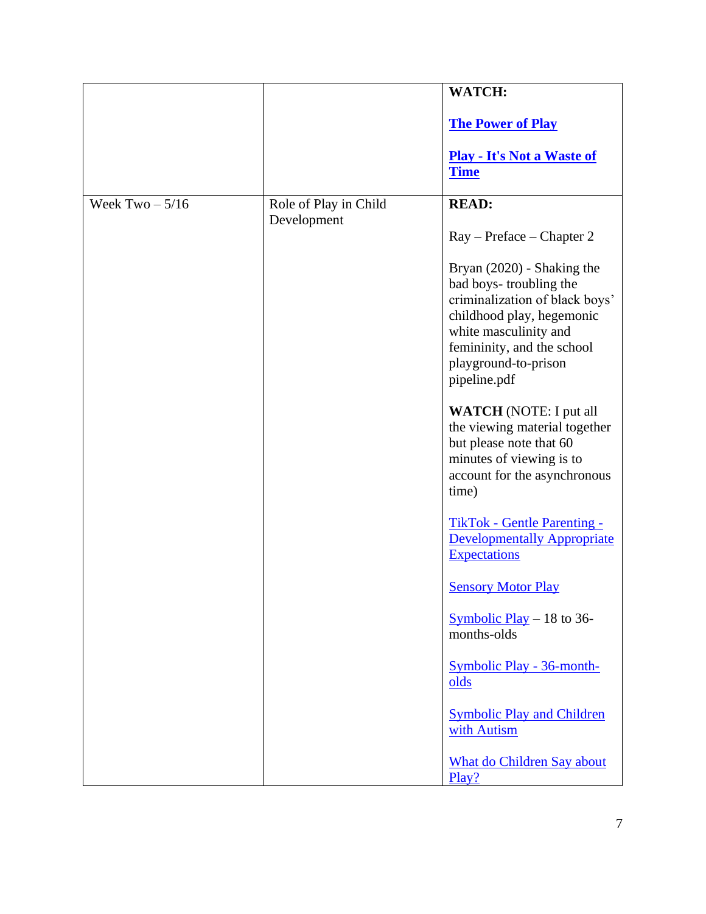|  |  |  |
| --- | --- | --- |
|  |  | **WATCH:**<br><br>**The Power of Play**<br><br>**Play - It's Not a Waste of Time** |
| Week Two – 5/16 | Role of Play in Child Development | **READ:**<br><br>Ray – Preface – Chapter 2<br><br>Bryan (2020) - Shaking the bad boys- troubling the criminalization of black boys' childhood play, hegemonic white masculinity and femininity, and the school playground-to-prison pipeline.pdf<br><br>**WATCH** (NOTE: I put all the viewing material together but please note that 60 minutes of viewing is to account for the asynchronous time)<br><br>TikTok - Gentle Parenting - Developmentally Appropriate Expectations<br><br>Sensory Motor Play<br><br>Symbolic Play – 18 to 36-months-olds<br><br>Symbolic Play - 36-month-olds<br><br>Symbolic Play and Children with Autism<br><br>What do Children Say about Play? |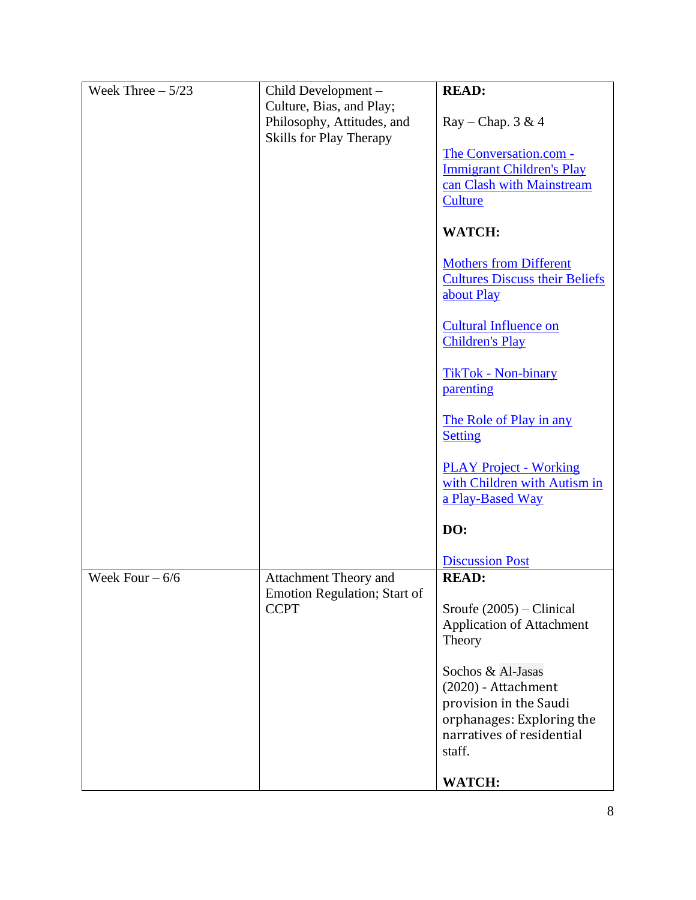| | | |
|---|---|---|
| Week Three – 5/23 | Child Development – Culture, Bias, and Play; Philosophy, Attitudes, and Skills for Play Therapy | **READ:**<br><br>Ray – Chap. 3 & 4<br><br>The Conversation.com - Immigrant Children's Play can Clash with Mainstream Culture<br><br>**WATCH:**<br><br>Mothers from Different Cultures Discuss their Beliefs about Play<br><br>Cultural Influence on Children's Play<br><br>TikTok - Non-binary parenting<br><br>The Role of Play in any Setting<br><br>PLAY Project - Working with Children with Autism in a Play-Based Way<br><br>**DO:**<br><br>Discussion Post |
| Week Four – 6/6 | Attachment Theory and Emotion Regulation; Start of CCPT | **READ:**<br><br>Sroufe (2005) – Clinical Application of Attachment Theory<br><br>Sochos & Al-Jasas (2020) - Attachment provision in the Saudi orphanages: Exploring the narratives of residential staff.<br><br>**WATCH:** |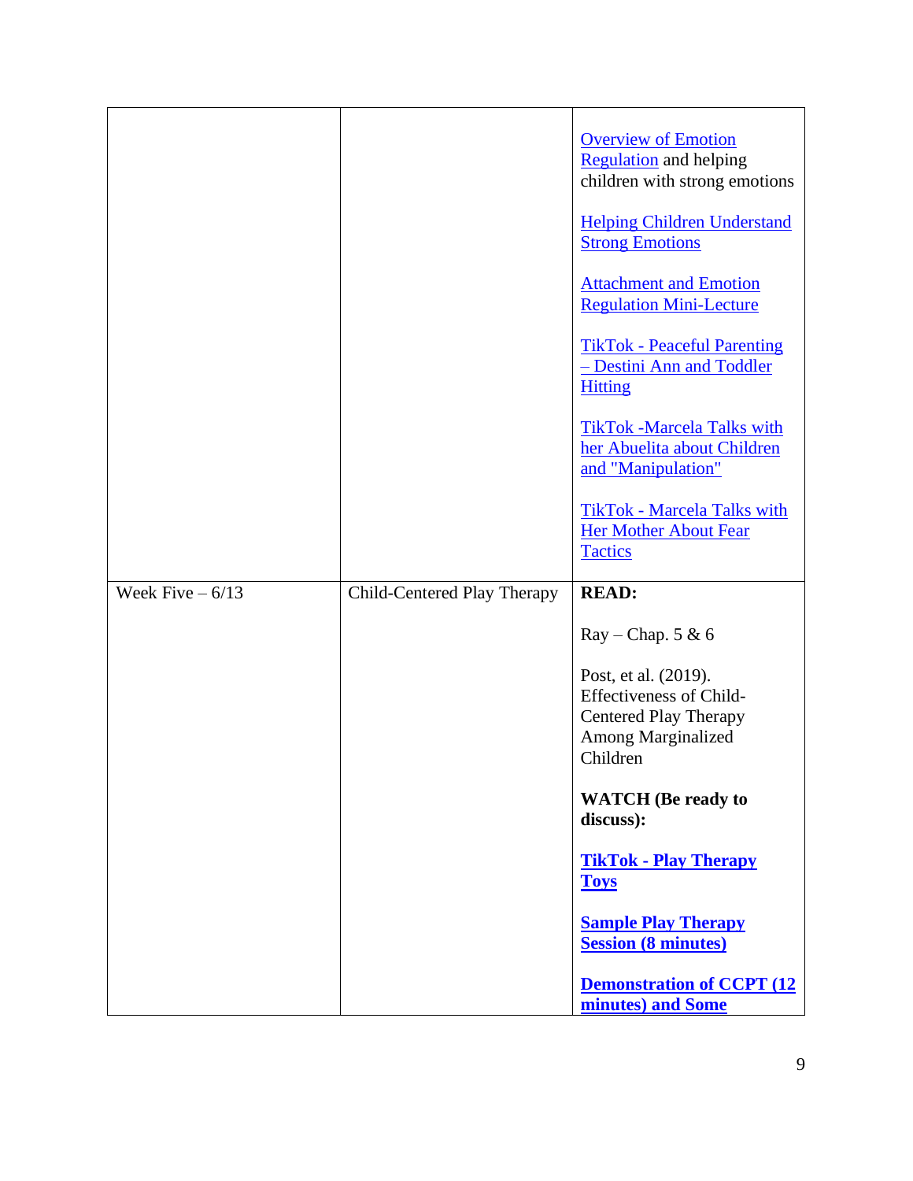| | | |
|---|---|---|
| | | Overview of Emotion Regulation and helping children with strong emotions<br><br>Helping Children Understand Strong Emotions<br><br>Attachment and Emotion Regulation Mini-Lecture<br><br>TikTok - Peaceful Parenting – Destini Ann and Toddler Hitting<br><br>TikTok -Marcela Talks with her Abuelita about Children and "Manipulation"<br><br>TikTok - Marcela Talks with Her Mother About Fear Tactics |
| Week Five – 6/13 | Child-Centered Play Therapy | **READ:**<br><br>Ray – Chap. 5 & 6<br><br>Post, et al. (2019). Effectiveness of Child-Centered Play Therapy Among Marginalized Children<br><br>**WATCH (Be ready to discuss):**<br><br>**TikTok - Play Therapy Toys**<br><br>**Sample Play Therapy Session (8 minutes)**<br><br>**Demonstration of CCPT (12 minutes) and Some** |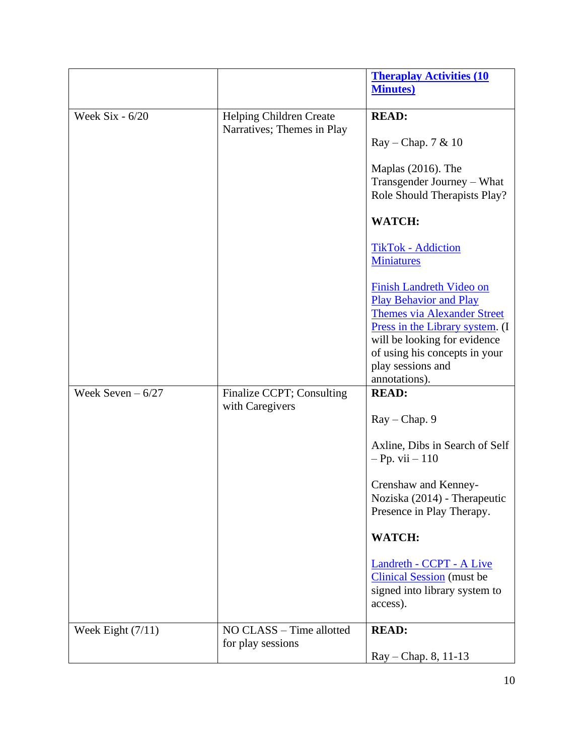| | | |
|---|---|---|
| | | **Theraplay Activities (10 Minutes)** |
| Week Six - 6/20 | Helping Children Create Narratives; Themes in Play | **READ:**<br><br>Ray – Chap. 7 & 10<br><br>Maplas (2016). The Transgender Journey – What Role Should Therapists Play?<br><br>**WATCH:**<br><br>TikTok - Addiction Miniatures<br><br>Finish Landreth Video on Play Behavior and Play Themes via Alexander Street Press in the Library system. (I will be looking for evidence of using his concepts in your play sessions and annotations). |
| Week Seven – 6/27 | Finalize CCPT; Consulting with Caregivers | **READ:**<br><br>Ray – Chap. 9<br><br>Axline, Dibs in Search of Self – Pp. vii – 110<br><br>Crenshaw and Kenney-Noziska (2014) - Therapeutic Presence in Play Therapy.<br><br>**WATCH:**<br><br>Landreth - CCPT - A Live Clinical Session (must be signed into library system to access). |
| Week Eight (7/11) | NO CLASS – Time allotted for play sessions | **READ:**<br><br>Ray – Chap. 8, 11-13 |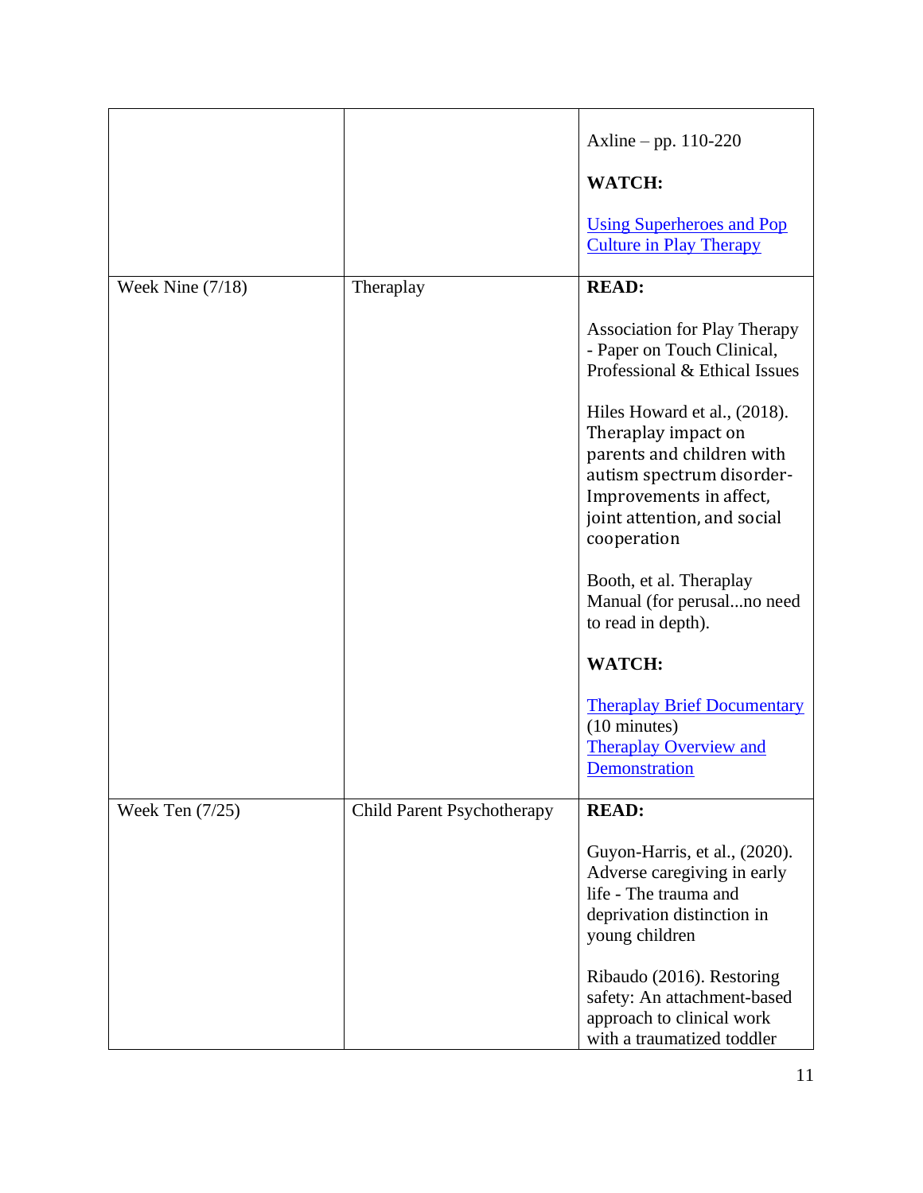| | | |
|---|---|---|
| | | Axline – pp. 110-220<br><br>**WATCH:**<br><br>Using Superheroes and Pop Culture in Play Therapy |
| Week Nine (7/18) | Theraplay | **READ:**<br><br>Association for Play Therapy - Paper on Touch Clinical, Professional & Ethical Issues<br><br>Hiles Howard et al., (2018). Theraplay impact on parents and children with autism spectrum disorder- Improvements in affect, joint attention, and social cooperation<br><br>Booth, et al. Theraplay Manual (for perusal...no need to read in depth).<br><br>**WATCH:**<br><br>Theraplay Brief Documentary (10 minutes)<br>Theraplay Overview and Demonstration |
| Week Ten (7/25) | Child Parent Psychotherapy | **READ:**<br><br>Guyon-Harris, et al., (2020). Adverse caregiving in early life - The trauma and deprivation distinction in young children<br><br>Ribaudo (2016). Restoring safety: An attachment-based approach to clinical work with a traumatized toddler |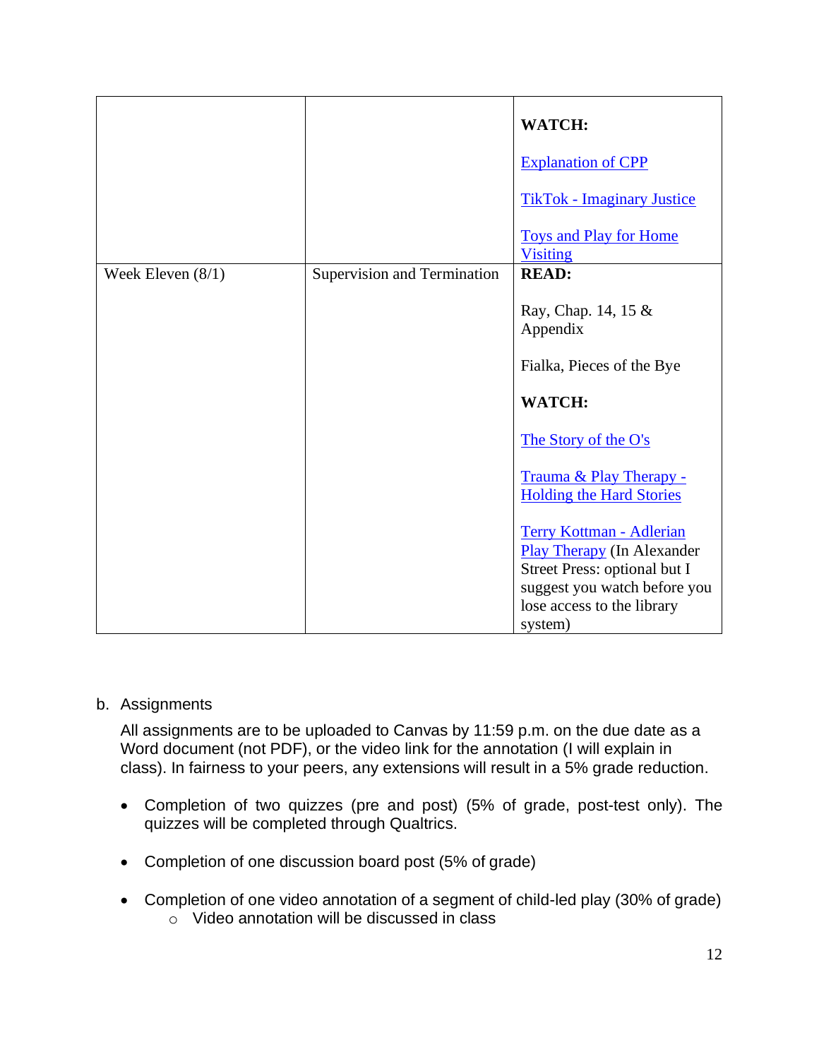| | | |
|---|---|---|
| | | **WATCH:**<br><br>Explanation of CPP<br><br>TikTok - Imaginary Justice<br><br>Toys and Play for Home Visiting |
| Week Eleven (8/1) | Supervision and Termination | **READ:**<br><br>Ray, Chap. 14, 15 & Appendix<br><br>Fialka, Pieces of the Bye<br><br>**WATCH:**<br><br>The Story of the O's<br><br>Trauma & Play Therapy - Holding the Hard Stories<br><br>Terry Kottman - Adlerian Play Therapy (In Alexander Street Press: optional but I suggest you watch before you lose access to the library system) |

b. Assignments

All assignments are to be uploaded to Canvas by 11:59 p.m. on the due date as a Word document (not PDF), or the video link for the annotation (I will explain in class). In fairness to your peers, any extensions will result in a 5% grade reduction.

- Completion of two quizzes (pre and post) (5% of grade, post-test only). The quizzes will be completed through Qualtrics.
- Completion of one discussion board post (5% of grade)
- Completion of one video annotation of a segment of child-led play (30% of grade)
  - Video annotation will be discussed in class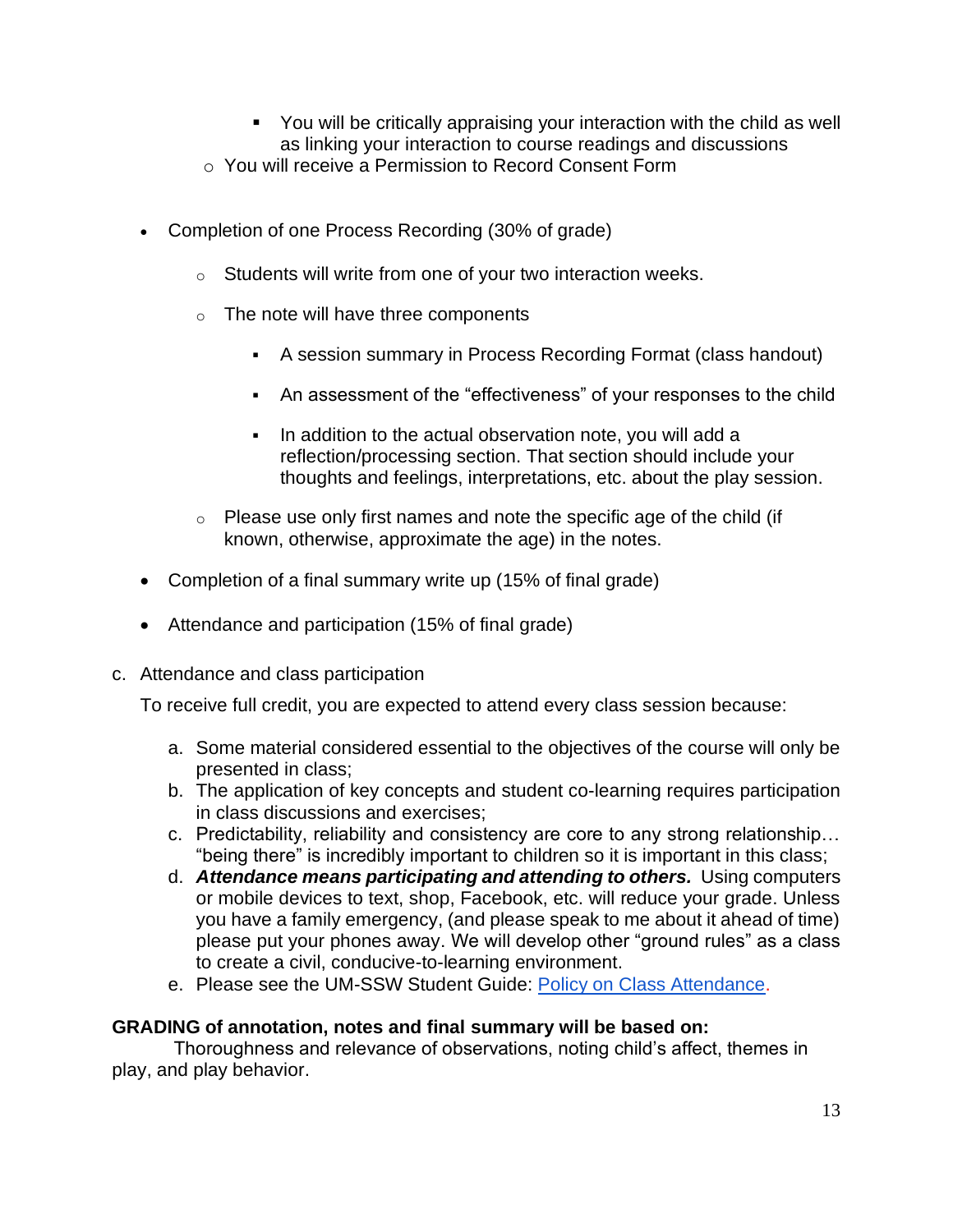- You will be critically appraising your interaction with the child as well as linking your interaction to course readings and discussions
  - You will receive a Permission to Record Consent Form

- Completion of one Process Recording (30% of grade)
  - Students will write from one of your two interaction weeks.
  - The note will have three components
    - A session summary in Process Recording Format (class handout)
    - An assessment of the "effectiveness" of your responses to the child
    - In addition to the actual observation note, you will add a reflection/processing section. That section should include your thoughts and feelings, interpretations, etc. about the play session.
  - Please use only first names and note the specific age of the child (if known, otherwise, approximate the age) in the notes.
- Completion of a final summary write up (15% of final grade)
- Attendance and participation (15% of final grade)

c. Attendance and class participation

To receive full credit, you are expected to attend every class session because:

a. Some material considered essential to the objectives of the course will only be presented in class;
b. The application of key concepts and student co-learning requires participation in class discussions and exercises;
c. Predictability, reliability and consistency are core to any strong relationship… "being there" is incredibly important to children so it is important in this class;
d. ***Attendance means participating and attending to others.*** Using computers or mobile devices to text, shop, Facebook, etc. will reduce your grade. Unless you have a family emergency, (and please speak to me about it ahead of time) please put your phones away. We will develop other "ground rules" as a class to create a civil, conducive-to-learning environment.
e. Please see the UM-SSW Student Guide: Policy on Class Attendance.

**GRADING of annotation, notes and final summary will be based on:**

Thoroughness and relevance of observations, noting child's affect, themes in play, and play behavior.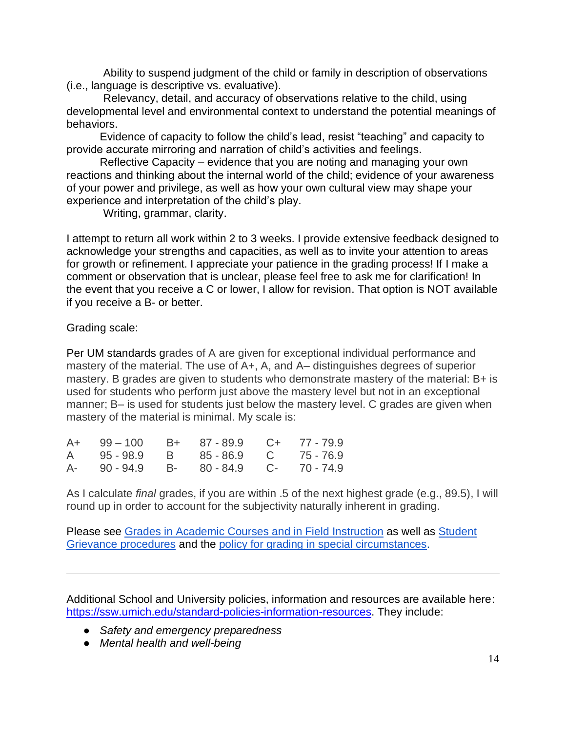Ability to suspend judgment of the child or family in description of observations (i.e., language is descriptive vs. evaluative).

Relevancy, detail, and accuracy of observations relative to the child, using developmental level and environmental context to understand the potential meanings of behaviors.

Evidence of capacity to follow the child's lead, resist "teaching" and capacity to provide accurate mirroring and narration of child's activities and feelings.

Reflective Capacity – evidence that you are noting and managing your own reactions and thinking about the internal world of the child; evidence of your awareness of your power and privilege, as well as how your own cultural view may shape your experience and interpretation of the child's play.

Writing, grammar, clarity.

I attempt to return all work within 2 to 3 weeks. I provide extensive feedback designed to acknowledge your strengths and capacities, as well as to invite your attention to areas for growth or refinement. I appreciate your patience in the grading process! If I make a comment or observation that is unclear, please feel free to ask me for clarification! In the event that you receive a C or lower, I allow for revision. That option is NOT available if you receive a B- or better.

Grading scale:

Per UM standards grades of A are given for exceptional individual performance and mastery of the material. The use of A+, A, and A– distinguishes degrees of superior mastery. B grades are given to students who demonstrate mastery of the material: B+ is used for students who perform just above the mastery level but not in an exceptional manner; B– is used for students just below the mastery level. C grades are given when mastery of the material is minimal. My scale is:

| | | | | | |
|---|---|---|---|---|---|
| A+ | 99 – 100 | B+ | 87 - 89.9 | C+ | 77 - 79.9 |
| A | 95 - 98.9 | B | 85 - 86.9 | C | 75 - 76.9 |
| A- | 90 - 94.9 | B- | 80 - 84.9 | C- | 70 - 74.9 |

As I calculate *final* grades, if you are within .5 of the next highest grade (e.g., 89.5), I will round up in order to account for the subjectivity naturally inherent in grading.

Please see [Grades in Academic Courses and in Field Instruction]() as well as [Student Grievance procedures]() and the [policy for grading in special circumstances]().

---

Additional School and University policies, information and resources are available here: [https://ssw.umich.edu/standard-policies-information-resources](https://ssw.umich.edu/standard-policies-information-resources). They include:

- *Safety and emergency preparedness*
- *Mental health and well-being*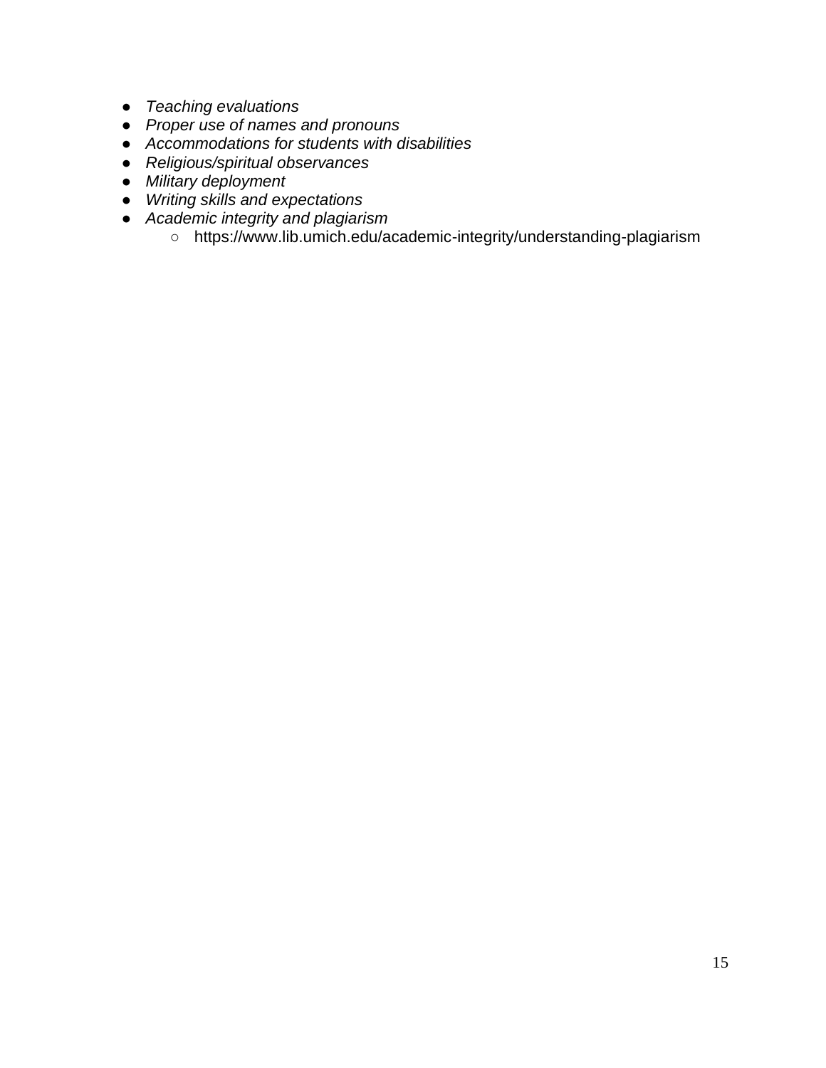- *Teaching evaluations*
- *Proper use of names and pronouns*
- *Accommodations for students with disabilities*
- *Religious/spiritual observances*
- *Military deployment*
- *Writing skills and expectations*
- *Academic integrity and plagiarism*
  - https://www.lib.umich.edu/academic-integrity/understanding-plagiarism